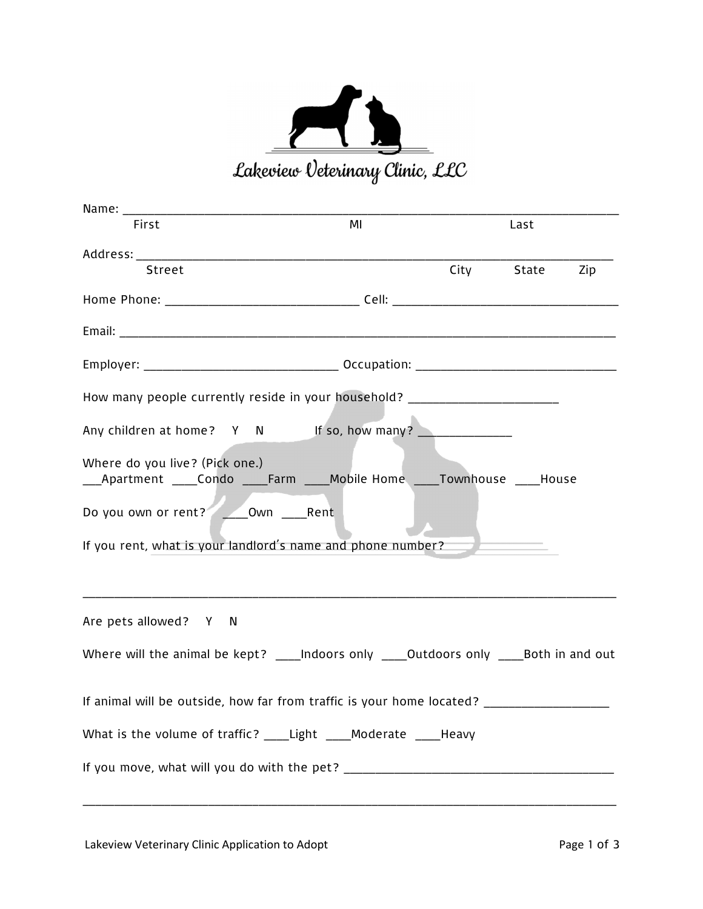# Lakeview Veterinary Clinic, LLC

Name: ___________________________________________________________________________
First MI Last

Address: _________________________________________________________________________
Street City State Zip

Home Phone: ____________________________ Cell: _________________________________

Email: ___________________________________________________________________________

Employer: ____________________________ Occupation: ______________________________

How many people currently reside in your household? _____________________

Any children at home? Y N If so, how many? _____________

Where do you live? (Pick one.)
___Apartment ____Condo ____Farm ____Mobile Home ____Townhouse ____House

Do you own or rent? ____Own ____Rent

If you rent, what is your landlord's name and phone number?

_________________________________________________________________________________

Are pets allowed? Y N

Where will the animal be kept? ____Indoors only ____Outdoors only ____Both in and out

If animal will be outside, how far from traffic is your home located? _________________

What is the volume of traffic? ____Light ____Moderate ____Heavy

If you move, what will you do with the pet? ______________________________________

_________________________________________________________________________________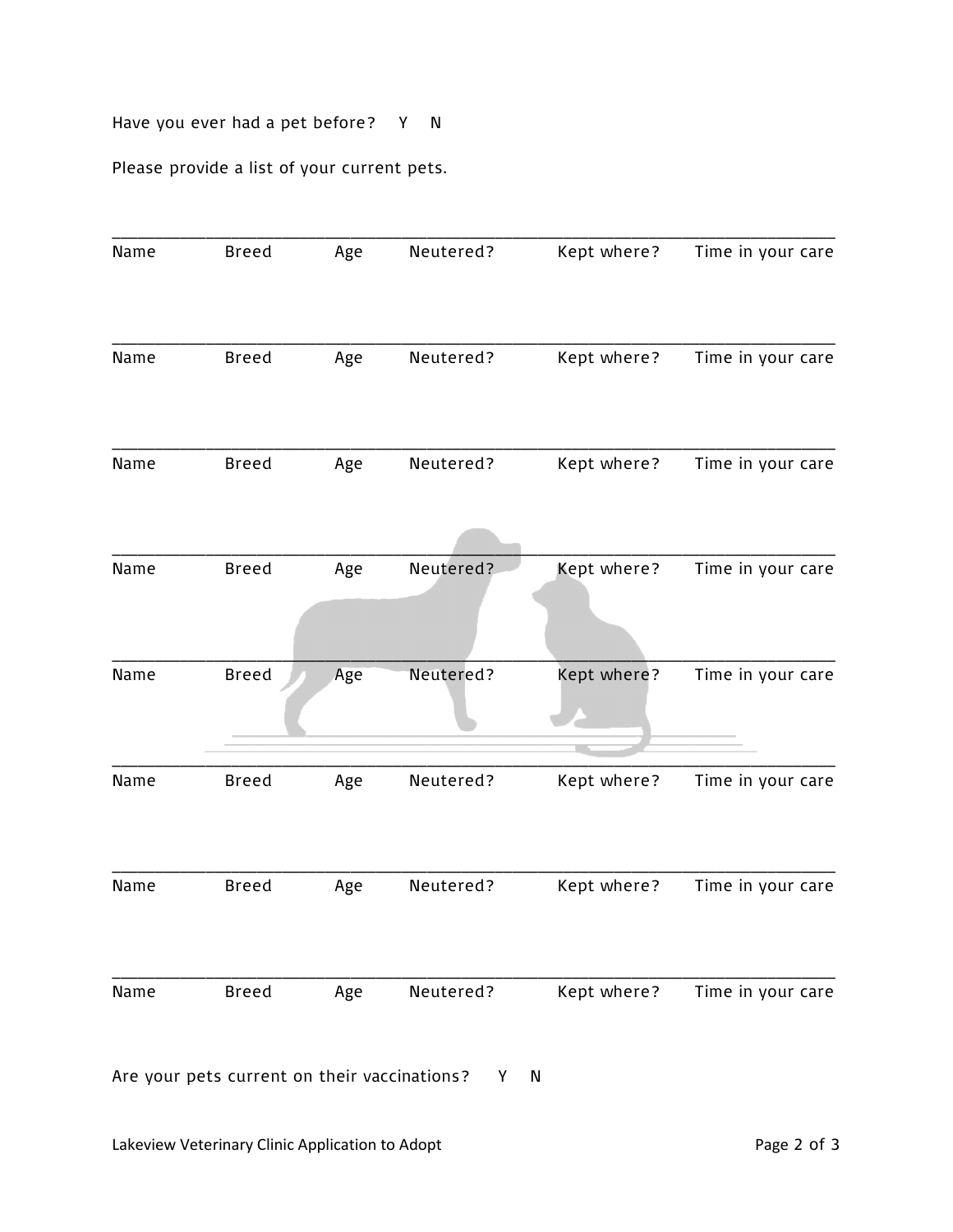Have you ever had a pet before? Y N

Please provide a list of your current pets.

___________________________________________________________________________
Name Breed Age Neutered? Kept where? Time in your care

___________________________________________________________________________
Name Breed Age Neutered? Kept where? Time in your care

___________________________________________________________________________
Name Breed Age Neutered? Kept where? Time in your care

___________________________________________________________________________
Name Breed Age Neutered? Kept where? Time in your care

___________________________________________________________________________
Name Breed Age Neutered? Kept where? Time in your care

___________________________________________________________________________
Name Breed Age Neutered? Kept where? Time in your care

___________________________________________________________________________
Name Breed Age Neutered? Kept where? Time in your care

___________________________________________________________________________
Name Breed Age Neutered? Kept where? Time in your care

Are your pets current on their vaccinations? Y N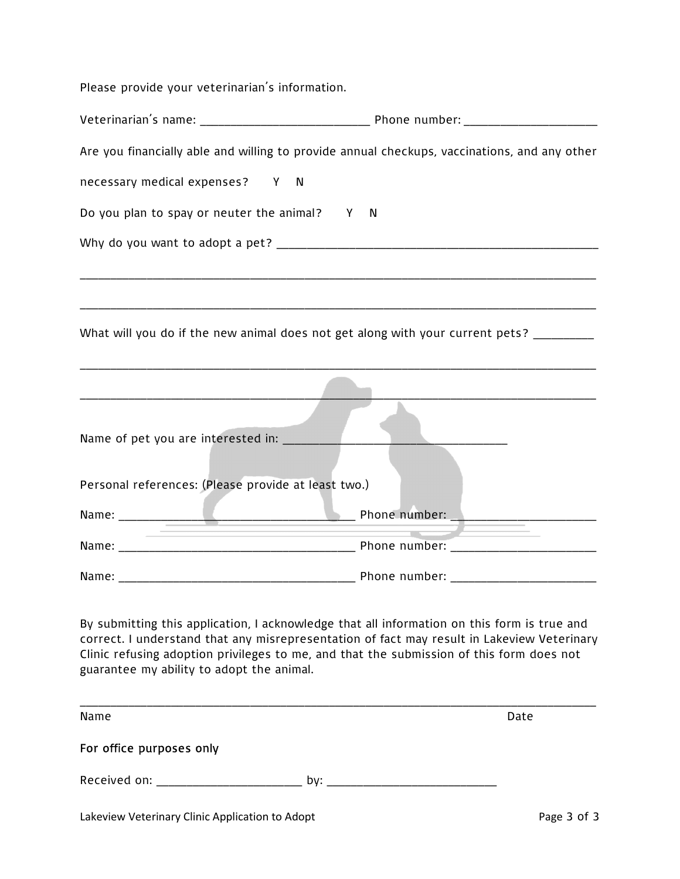Please provide your veterinarian's information.

Veterinarian's name: ____________________________ Phone number: ____________________

Are you financially able and willing to provide annual checkups, vaccinations, and any other necessary medical expenses? Y N

Do you plan to spay or neuter the animal? Y N

Why do you want to adopt a pet? ____________________________________________________

______________________________________________________________________________

______________________________________________________________________________

What will you do if the new animal does not get along with your current pets? _________

______________________________________________________________________________

______________________________________________________________________________

Name of pet you are interested in: ___________________________________

Personal references: (Please provide at least two.)

Name: ______________________________________ Phone number: ______________________

Name: ______________________________________ Phone number: ______________________

Name: ______________________________________ Phone number: ______________________

By submitting this application, I acknowledge that all information on this form is true and correct. I understand that any misrepresentation of fact may result in Lakeview Veterinary Clinic refusing adoption privileges to me, and that the submission of this form does not guarantee my ability to adopt the animal.

______________________________________________________________________________

Name Date

For office purposes only

Received on: ______________________ by: ___________________________